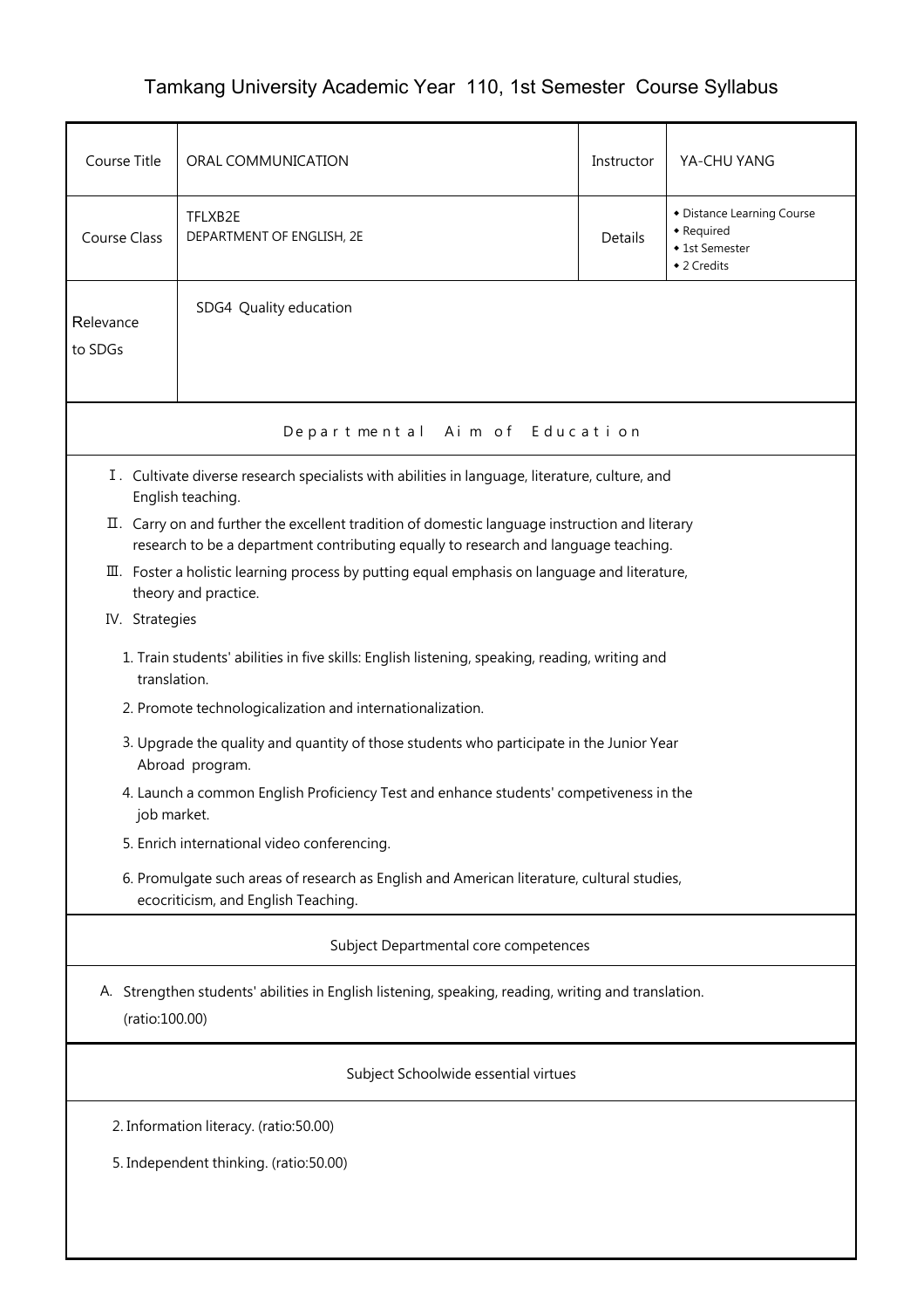# Tamkang University Academic Year 110, 1st Semester Course Syllabus

| Course Title | ORAL COMMUNICATION | Instructor | YA-CHU YANG |
|---|---|---|---|
| Course Class | TFLXB2E<br>DEPARTMENT OF ENGLISH, 2E | Details | ◆ Distance Learning Course<br>◆ Required<br>◆ 1st Semester<br>◆ 2 Credits |
| Relevance to SDGs | SDG4 Quality education | | |

## Departmental Aim of Education

Ⅰ. Cultivate diverse research specialists with abilities in language, literature, culture, and English teaching.

Ⅱ. Carry on and further the excellent tradition of domestic language instruction and literary research to be a department contributing equally to research and language teaching.

Ⅲ. Foster a holistic learning process by putting equal emphasis on language and literature, theory and practice.

IV. Strategies

1. Train students' abilities in five skills: English listening, speaking, reading, writing and translation.
2. Promote technologicalization and internationalization.
3. Upgrade the quality and quantity of those students who participate in the Junior Year Abroad program.
4. Launch a common English Proficiency Test and enhance students' competiveness in the job market.
5. Enrich international video conferencing.
6. Promulgate such areas of research as English and American literature, cultural studies, ecocriticism, and English Teaching.

## Subject Departmental core competences

A. Strengthen students' abilities in English listening, speaking, reading, writing and translation. (ratio:100.00)

## Subject Schoolwide essential virtues

2. Information literacy. (ratio:50.00)

5. Independent thinking. (ratio:50.00)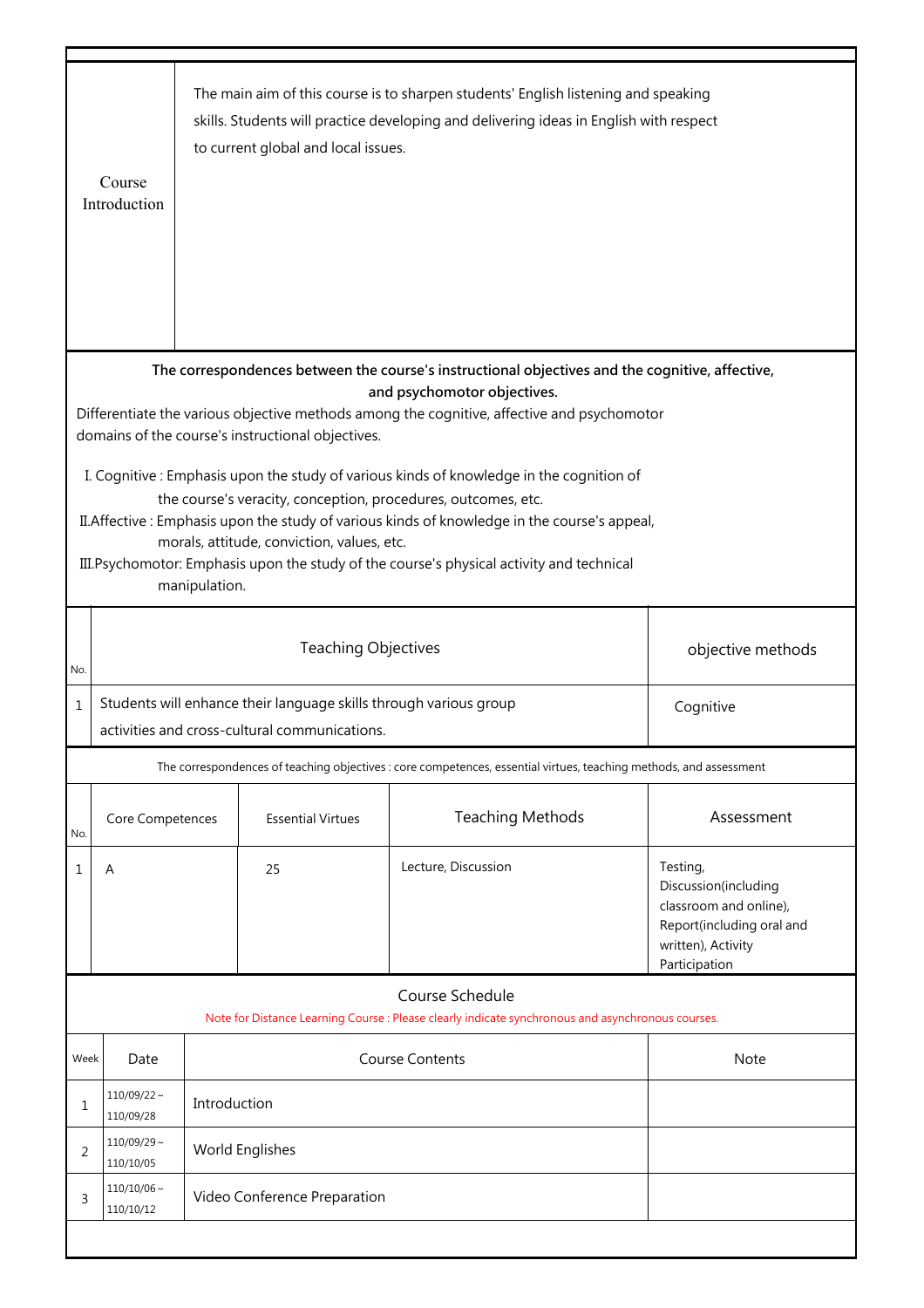| Course Introduction | The main aim of this course is to sharpen students' English listening and speaking skills. Students will practice developing and delivering ideas in English with respect to current global and local issues. |
|---|---|

**The correspondences between the course's instructional objectives and the cognitive, affective, and psychomotor objectives.**

Differentiate the various objective methods among the cognitive, affective and psychomotor domains of the course's instructional objectives.

I. Cognitive : Emphasis upon the study of various kinds of knowledge in the cognition of the course's veracity, conception, procedures, outcomes, etc.

II.Affective : Emphasis upon the study of various kinds of knowledge in the course's appeal, morals, attitude, conviction, values, etc.

III.Psychomotor: Emphasis upon the study of the course's physical activity and technical manipulation.

| No. | Teaching Objectives | objective methods |
|---|---|---|
| 1 | Students will enhance their language skills through various group activities and cross-cultural communications. | Cognitive |

The correspondences of teaching objectives : core competences, essential virtues, teaching methods, and assessment

| No. | Core Competences | Essential Virtues | Teaching Methods | Assessment |
|---|---|---|---|---|
| 1 | A | 25 | Lecture, Discussion | Testing, Discussion(including classroom and online), Report(including oral and written), Activity Participation |

## Course Schedule

Note for Distance Learning Course : Please clearly indicate synchronous and asynchronous courses.

| Week | Date | Course Contents | Note |
|---|---|---|---|
| 1 | 110/09/22～110/09/28 | Introduction | |
| 2 | 110/09/29～110/10/05 | World Englishes | |
| 3 | 110/10/06～110/10/12 | Video Conference Preparation | |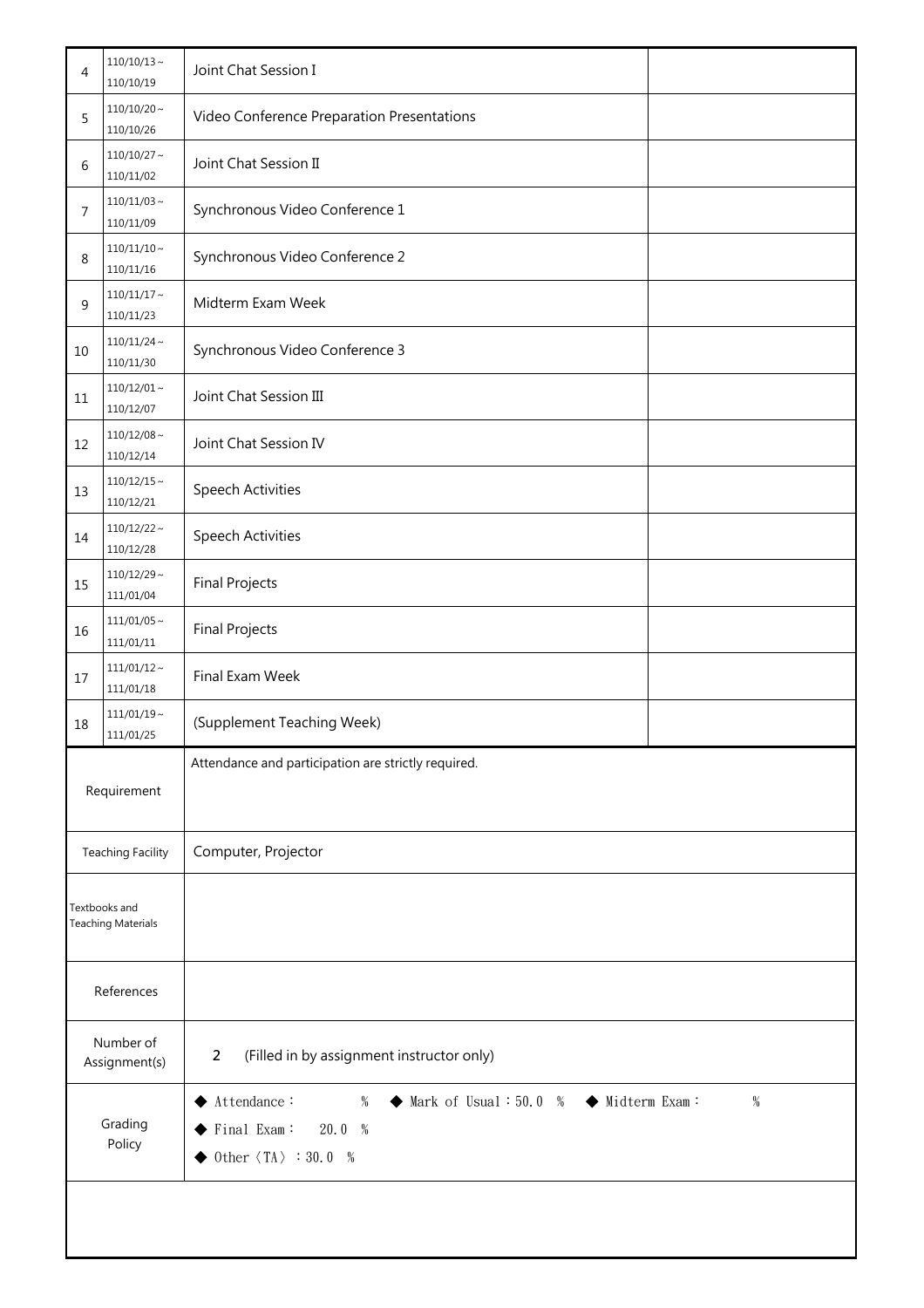| | | | |
|---|---|---|---|
| 4 | 110/10/13～110/10/19 | Joint Chat Session I | |
| 5 | 110/10/20～110/10/26 | Video Conference Preparation Presentations | |
| 6 | 110/10/27～110/11/02 | Joint Chat Session Ⅱ | |
| 7 | 110/11/03～110/11/09 | Synchronous Video Conference 1 | |
| 8 | 110/11/10～110/11/16 | Synchronous Video Conference 2 | |
| 9 | 110/11/17～110/11/23 | Midterm Exam Week | |
| 10 | 110/11/24～110/11/30 | Synchronous Video Conference 3 | |
| 11 | 110/12/01～110/12/07 | Joint Chat Session Ⅲ | |
| 12 | 110/12/08～110/12/14 | Joint Chat Session IV | |
| 13 | 110/12/15～110/12/21 | Speech Activities | |
| 14 | 110/12/22～110/12/28 | Speech Activities | |
| 15 | 110/12/29～111/01/04 | Final Projects | |
| 16 | 111/01/05～111/01/11 | Final Projects | |
| 17 | 111/01/12～111/01/18 | Final Exam Week | |
| 18 | 111/01/19～111/01/25 | (Supplement Teaching Week) | |

| | |
|---|---|
| Requirement | Attendance and participation are strictly required. |
| Teaching Facility | Computer, Projector |
| Textbooks and Teaching Materials | |
| References | |
| Number of Assignment(s) | 2 (Filled in by assignment instructor only) |
| Grading Policy | ◆ Attendance： % ◆ Mark of Usual：50.0 % ◆ Midterm Exam： %<br>◆ Final Exam： 20.0 %<br>◆ Other〈TA〉：30.0 % |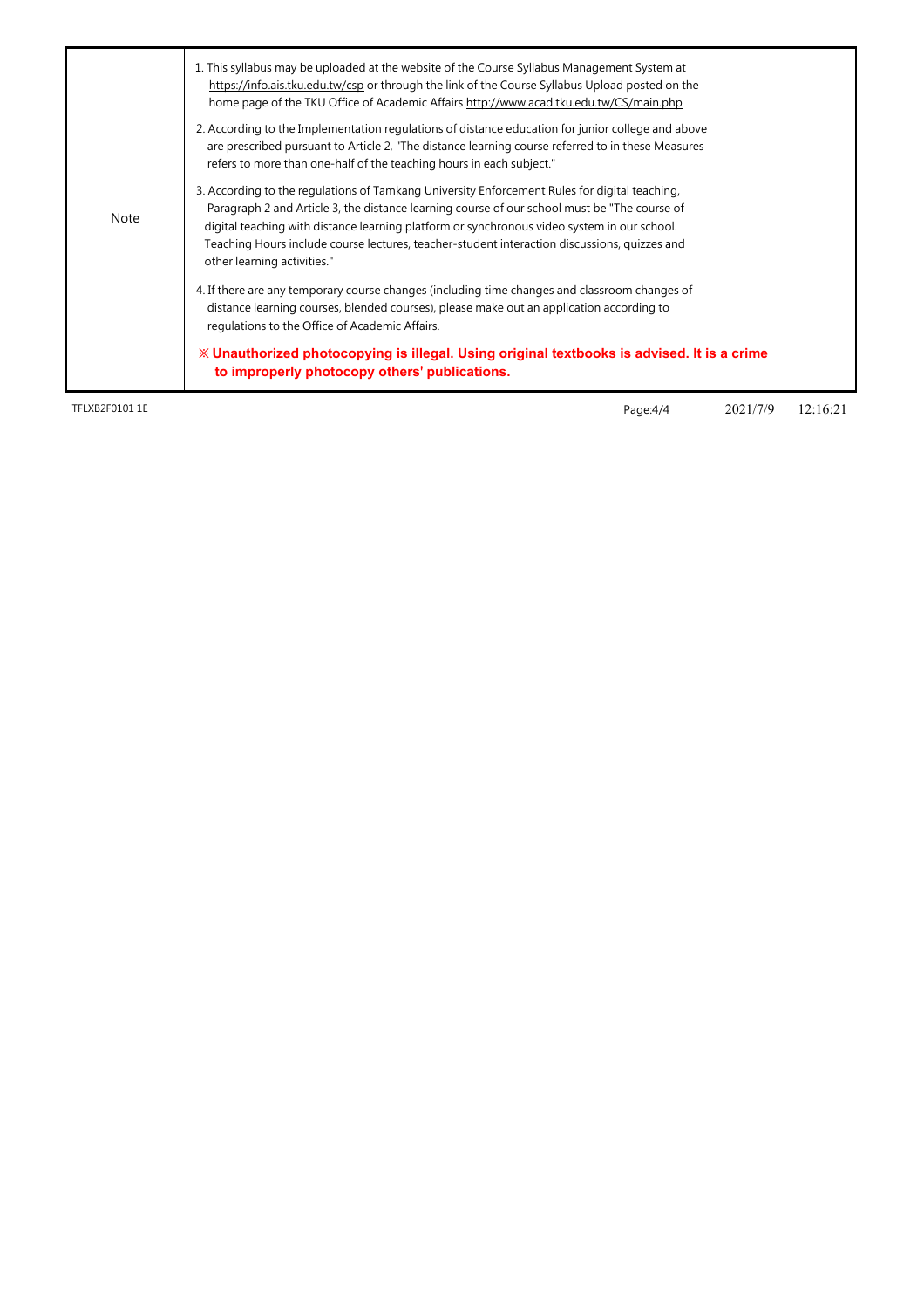| | |
|---|---|
| Note | 1. This syllabus may be uploaded at the website of the Course Syllabus Management System at https://info.ais.tku.edu.tw/csp or through the link of the Course Syllabus Upload posted on the home page of the TKU Office of Academic Affairs http://www.acad.tku.edu.tw/CS/main.php<br><br>2. According to the Implementation regulations of distance education for junior college and above are prescribed pursuant to Article 2, "The distance learning course referred to in these Measures refers to more than one-half of the teaching hours in each subject."<br><br>3. According to the regulations of Tamkang University Enforcement Rules for digital teaching, Paragraph 2 and Article 3, the distance learning course of our school must be "The course of digital teaching with distance learning platform or synchronous video system in our school. Teaching Hours include course lectures, teacher-student interaction discussions, quizzes and other learning activities."<br><br>4. If there are any temporary course changes (including time changes and classroom changes of distance learning courses, blended courses), please make out an application according to regulations to the Office of Academic Affairs.<br><br>**※ Unauthorized photocopying is illegal. Using original textbooks is advised. It is a crime to improperly photocopy others' publications.** |

TFLXB2F0101 1E 2021/7/9 12:16:21